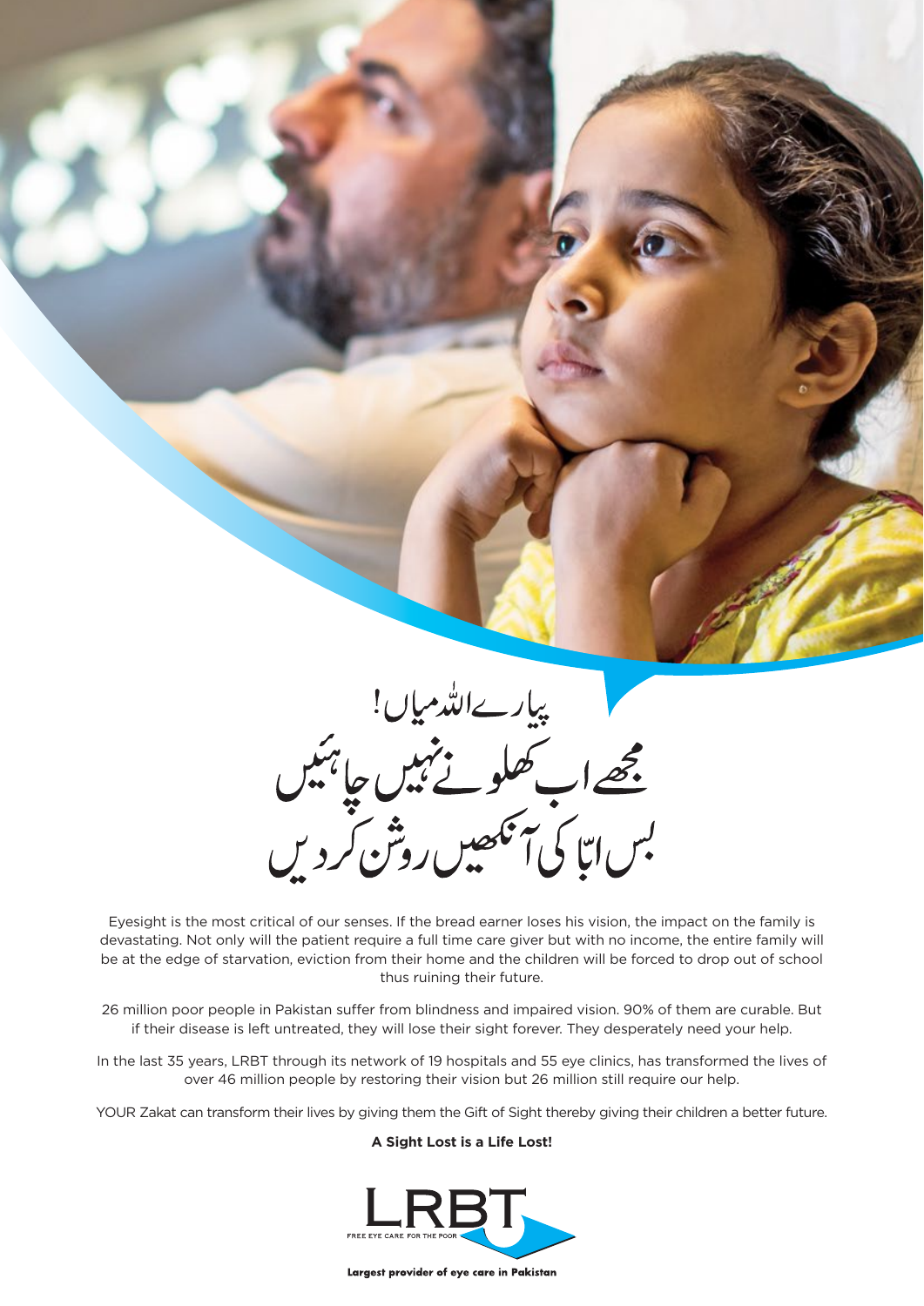پیارے اللہ میاں!
مجھے اب کھلونے نہیں چاہئیں
بس ابّا کی آنکھیں روشن کردیں

Eyesight is the most critical of our senses. If the bread earner loses his vision, the impact on the family is devastating. Not only will the patient require a full time care giver but with no income, the entire family will be at the edge of starvation, eviction from their home and the children will be forced to drop out of school thus ruining their future.

26 million poor people in Pakistan suffer from blindness and impaired vision. 90% of them are curable. But if their disease is left untreated, they will lose their sight forever. They desperately need your help.

In the last 35 years, LRBT through its network of 19 hospitals and 55 eye clinics, has transformed the lives of over 46 million people by restoring their vision but 26 million still require our help.

YOUR Zakat can transform their lives by giving them the Gift of Sight thereby giving their children a better future.

**A Sight Lost is a Life Lost!**

LRBT
FREE EYE CARE FOR THE POOR

**Largest provider of eye care in Pakistan**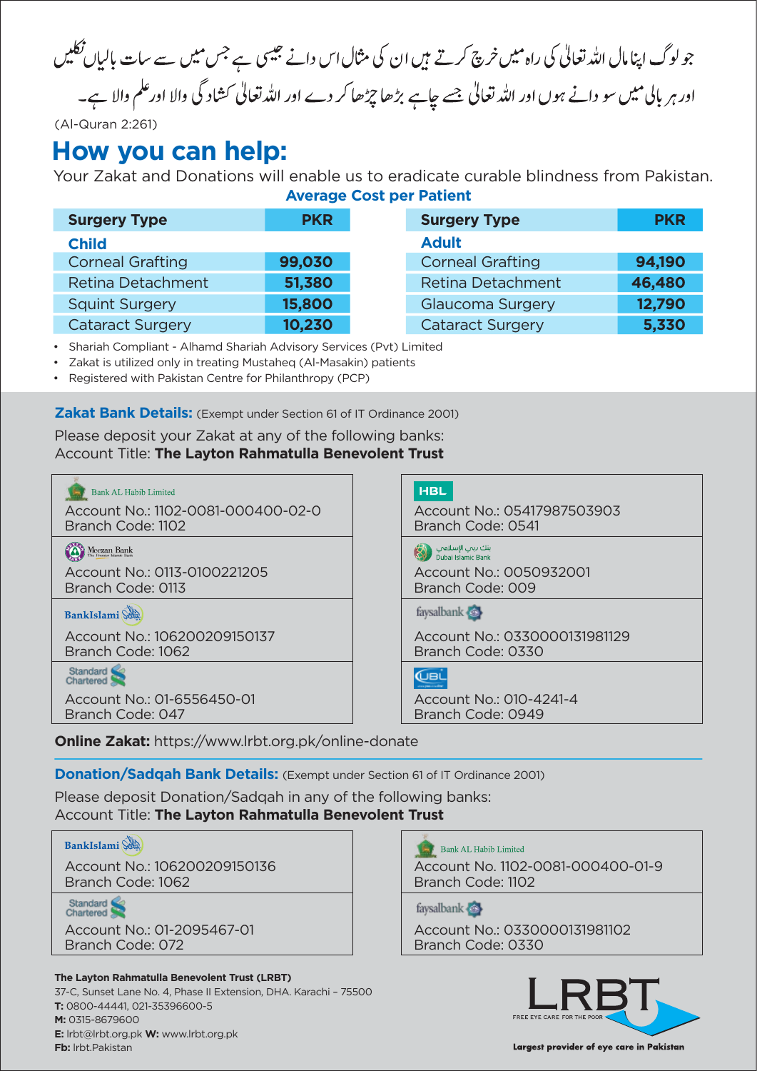جو لوگ اپنا مال اللہ تعالیٰ کی راہ میں خرچ کرتے ہیں ان کی مثال اس دانے جیسی ہے جس میں سے سات بالیاں نکلیں اور ہر بالی میں سو دانے ہوں اور اللہ تعالیٰ جسے چاہے بڑھا چڑھا کر دے اور اللہ تعالیٰ کشادگی والا اور علم والا ہے۔

(Al-Quran 2:261)

# How you can help:

Your Zakat and Donations will enable us to eradicate curable blindness from Pakistan.

**Average Cost per Patient**

| Surgery Type | PKR |
|---|---|
| **Child** | |
| Corneal Grafting | 99,030 |
| Retina Detachment | 51,380 |
| Squint Surgery | 15,800 |
| Cataract Surgery | 10,230 |

| Surgery Type | PKR |
|---|---|
| **Adult** | |
| Corneal Grafting | 94,190 |
| Retina Detachment | 46,480 |
| Glaucoma Surgery | 12,790 |
| Cataract Surgery | 5,330 |

- Shariah Compliant - Alhamd Shariah Advisory Services (Pvt) Limited
- Zakat is utilized only in treating Mustaheq (Al-Masakin) patients
- Registered with Pakistan Centre for Philanthropy (PCP)

**Zakat Bank Details:** (Exempt under Section 61 of IT Ordinance 2001)

Please deposit your Zakat at any of the following banks:
Account Title: **The Layton Rahmatulla Benevolent Trust**

| Bank | Account No. | Branch Code |
|---|---|---|
| Bank AL Habib Limited | 1102-0081-000400-02-0 | 1102 |
| Meezan Bank | 0113-0100221205 | 0113 |
| BankIslami | 106200209150137 | 1062 |
| Standard Chartered | 01-6556450-01 | 047 |
| HBL | 05417987503903 | 0541 |
| Dubai Islamic Bank | 0050932001 | 009 |
| faysalbank | 0330000131981129 | 0330 |
| UBL | 010-4241-4 | 0949 |

**Online Zakat:** https://www.lrbt.org.pk/online-donate

**Donation/Sadqah Bank Details:** (Exempt under Section 61 of IT Ordinance 2001)

Please deposit Donation/Sadqah in any of the following banks:
Account Title: **The Layton Rahmatulla Benevolent Trust**

| Bank | Account No. | Branch Code |
|---|---|---|
| BankIslami | 106200209150136 | 1062 |
| Standard Chartered | 01-2095467-01 | 072 |
| Bank AL Habib Limited | 1102-0081-000400-01-9 | 1102 |
| faysalbank | 0330000131981102 | 0330 |

**The Layton Rahmatulla Benevolent Trust (LRBT)**
37-C, Sunset Lane No. 4, Phase II Extension, DHA. Karachi – 75500
**T:** 0800-44441, 021-35396600-5
**M:** 0315-8679600
**E:** lrbt@lrbt.org.pk **W:** www.lrbt.org.pk
**Fb:** lrbt.Pakistan

LRBT
FREE EYE CARE FOR THE POOR

**Largest provider of eye care in Pakistan**